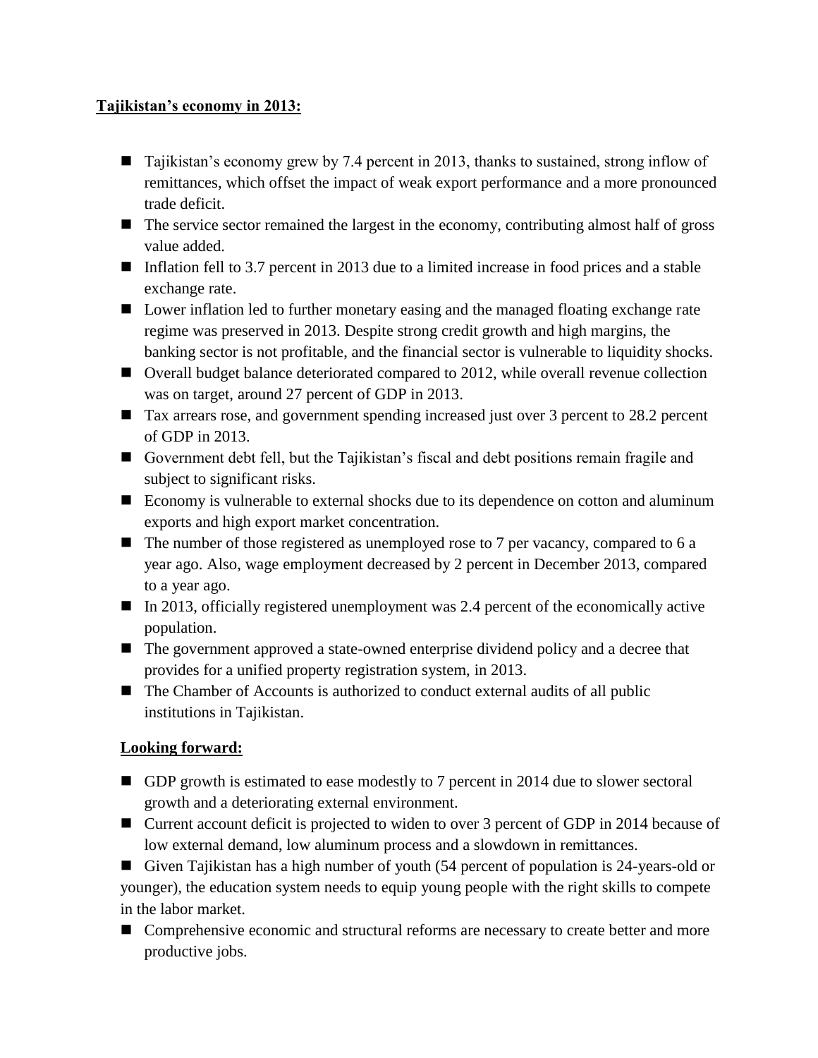**Tajikistan's economy in 2013:**

- Tajikistan's economy grew by 7.4 percent in 2013, thanks to sustained, strong inflow of remittances, which offset the impact of weak export performance and a more pronounced trade deficit.
- The service sector remained the largest in the economy, contributing almost half of gross value added.
- Inflation fell to 3.7 percent in 2013 due to a limited increase in food prices and a stable exchange rate.
- Lower inflation led to further monetary easing and the managed floating exchange rate regime was preserved in 2013. Despite strong credit growth and high margins, the banking sector is not profitable, and the financial sector is vulnerable to liquidity shocks.
- Overall budget balance deteriorated compared to 2012, while overall revenue collection was on target, around 27 percent of GDP in 2013.
- Tax arrears rose, and government spending increased just over 3 percent to 28.2 percent of GDP in 2013.
- Government debt fell, but the Tajikistan's fiscal and debt positions remain fragile and subject to significant risks.
- Economy is vulnerable to external shocks due to its dependence on cotton and aluminum exports and high export market concentration.
- The number of those registered as unemployed rose to 7 per vacancy, compared to 6 a year ago. Also, wage employment decreased by 2 percent in December 2013, compared to a year ago.
- In 2013, officially registered unemployment was 2.4 percent of the economically active population.
- The government approved a state-owned enterprise dividend policy and a decree that provides for a unified property registration system, in 2013.
- The Chamber of Accounts is authorized to conduct external audits of all public institutions in Tajikistan.

**Looking forward:**

- GDP growth is estimated to ease modestly to 7 percent in 2014 due to slower sectoral growth and a deteriorating external environment.
- Current account deficit is projected to widen to over 3 percent of GDP in 2014 because of low external demand, low aluminum process and a slowdown in remittances.
- Given Tajikistan has a high number of youth (54 percent of population is 24-years-old or younger), the education system needs to equip young people with the right skills to compete in the labor market.
- Comprehensive economic and structural reforms are necessary to create better and more productive jobs.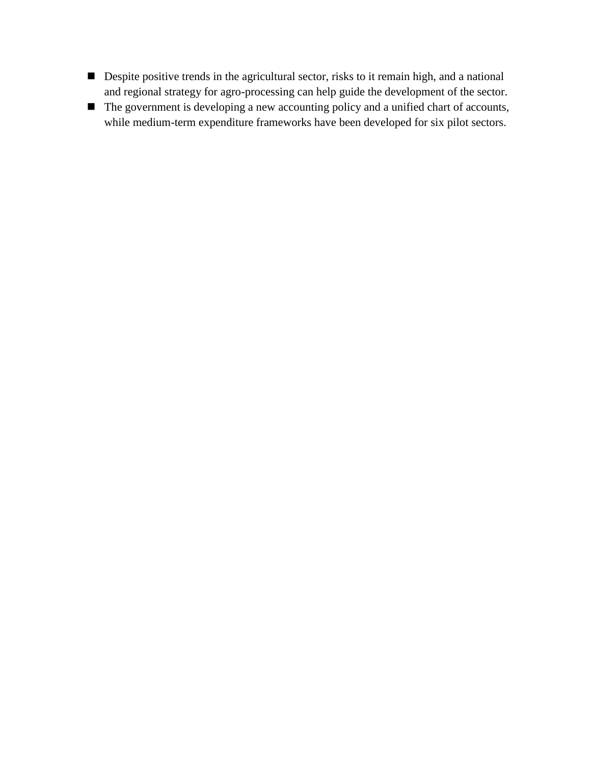- Despite positive trends in the agricultural sector, risks to it remain high, and a national and regional strategy for agro-processing can help guide the development of the sector.
- The government is developing a new accounting policy and a unified chart of accounts, while medium-term expenditure frameworks have been developed for six pilot sectors.